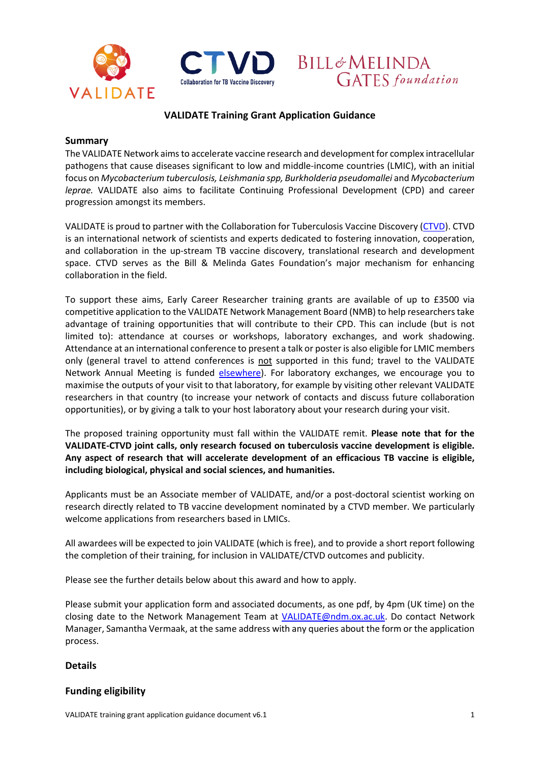# VALIDATE Training Grant Application Guidance

## Summary

The VALIDATE Network aims to accelerate vaccine research and development for complex intracellular pathogens that cause diseases significant to low and middle-income countries (LMIC), with an initial focus on *Mycobacterium tuberculosis, Leishmania spp, Burkholderia pseudomallei* and *Mycobacterium leprae.* VALIDATE also aims to facilitate Continuing Professional Development (CPD) and career progression amongst its members.

VALIDATE is proud to partner with the Collaboration for Tuberculosis Vaccine Discovery (CTVD). CTVD is an international network of scientists and experts dedicated to fostering innovation, cooperation, and collaboration in the up-stream TB vaccine discovery, translational research and development space. CTVD serves as the Bill & Melinda Gates Foundation's major mechanism for enhancing collaboration in the field.

To support these aims, Early Career Researcher training grants are available of up to £3500 via competitive application to the VALIDATE Network Management Board (NMB) to help researchers take advantage of training opportunities that will contribute to their CPD. This can include (but is not limited to): attendance at courses or workshops, laboratory exchanges, and work shadowing. Attendance at an international conference to present a talk or poster is also eligible for LMIC members only (general travel to attend conferences is not supported in this fund; travel to the VALIDATE Network Annual Meeting is funded elsewhere). For laboratory exchanges, we encourage you to maximise the outputs of your visit to that laboratory, for example by visiting other relevant VALIDATE researchers in that country (to increase your network of contacts and discuss future collaboration opportunities), or by giving a talk to your host laboratory about your research during your visit.

The proposed training opportunity must fall within the VALIDATE remit. **Please note that for the VALIDATE-CTVD joint calls, only research focused on tuberculosis vaccine development is eligible. Any aspect of research that will accelerate development of an efficacious TB vaccine is eligible, including biological, physical and social sciences, and humanities.**

Applicants must be an Associate member of VALIDATE, and/or a post-doctoral scientist working on research directly related to TB vaccine development nominated by a CTVD member. We particularly welcome applications from researchers based in LMICs.

All awardees will be expected to join VALIDATE (which is free), and to provide a short report following the completion of their training, for inclusion in VALIDATE/CTVD outcomes and publicity.

Please see the further details below about this award and how to apply.

Please submit your application form and associated documents, as one pdf, by 4pm (UK time) on the closing date to the Network Management Team at VALIDATE@ndm.ox.ac.uk. Do contact Network Manager, Samantha Vermaak, at the same address with any queries about the form or the application process.

## Details

## Funding eligibility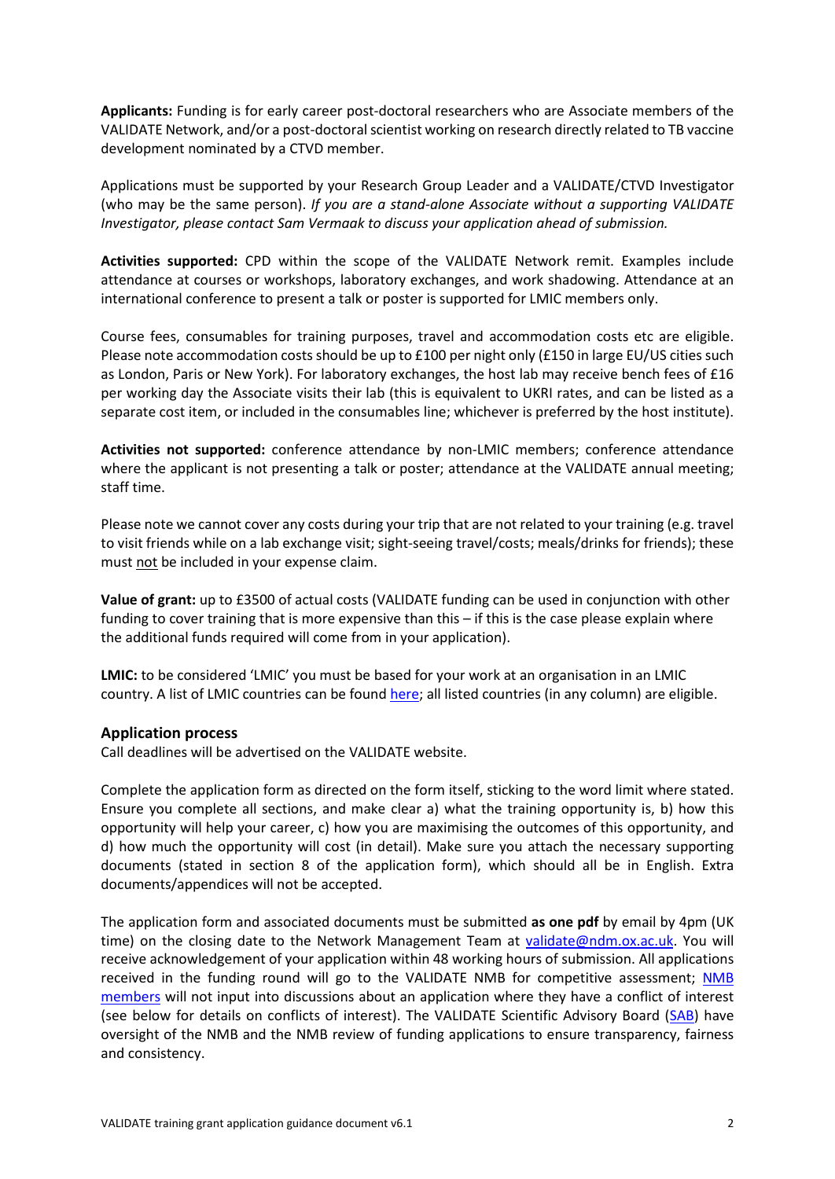**Applicants:** Funding is for early career post-doctoral researchers who are Associate members of the VALIDATE Network, and/or a post-doctoral scientist working on research directly related to TB vaccine development nominated by a CTVD member.

Applications must be supported by your Research Group Leader and a VALIDATE/CTVD Investigator (who may be the same person). *If you are a stand-alone Associate without a supporting VALIDATE Investigator, please contact Sam Vermaak to discuss your application ahead of submission.*

**Activities supported:** CPD within the scope of the VALIDATE Network remit. Examples include attendance at courses or workshops, laboratory exchanges, and work shadowing. Attendance at an international conference to present a talk or poster is supported for LMIC members only.

Course fees, consumables for training purposes, travel and accommodation costs etc are eligible. Please note accommodation costs should be up to £100 per night only (£150 in large EU/US cities such as London, Paris or New York). For laboratory exchanges, the host lab may receive bench fees of £16 per working day the Associate visits their lab (this is equivalent to UKRI rates, and can be listed as a separate cost item, or included in the consumables line; whichever is preferred by the host institute).

**Activities not supported:** conference attendance by non-LMIC members; conference attendance where the applicant is not presenting a talk or poster; attendance at the VALIDATE annual meeting; staff time.

Please note we cannot cover any costs during your trip that are not related to your training (e.g. travel to visit friends while on a lab exchange visit; sight-seeing travel/costs; meals/drinks for friends); these must not be included in your expense claim.

**Value of grant:** up to £3500 of actual costs (VALIDATE funding can be used in conjunction with other funding to cover training that is more expensive than this – if this is the case please explain where the additional funds required will come from in your application).

**LMIC:** to be considered 'LMIC' you must be based for your work at an organisation in an LMIC country. A list of LMIC countries can be found here; all listed countries (in any column) are eligible.

## Application process

Call deadlines will be advertised on the VALIDATE website.

Complete the application form as directed on the form itself, sticking to the word limit where stated. Ensure you complete all sections, and make clear a) what the training opportunity is, b) how this opportunity will help your career, c) how you are maximising the outcomes of this opportunity, and d) how much the opportunity will cost (in detail). Make sure you attach the necessary supporting documents (stated in section 8 of the application form), which should all be in English. Extra documents/appendices will not be accepted.

The application form and associated documents must be submitted **as one pdf** by email by 4pm (UK time) on the closing date to the Network Management Team at validate@ndm.ox.ac.uk. You will receive acknowledgement of your application within 48 working hours of submission. All applications received in the funding round will go to the VALIDATE NMB for competitive assessment; NMB members will not input into discussions about an application where they have a conflict of interest (see below for details on conflicts of interest). The VALIDATE Scientific Advisory Board (SAB) have oversight of the NMB and the NMB review of funding applications to ensure transparency, fairness and consistency.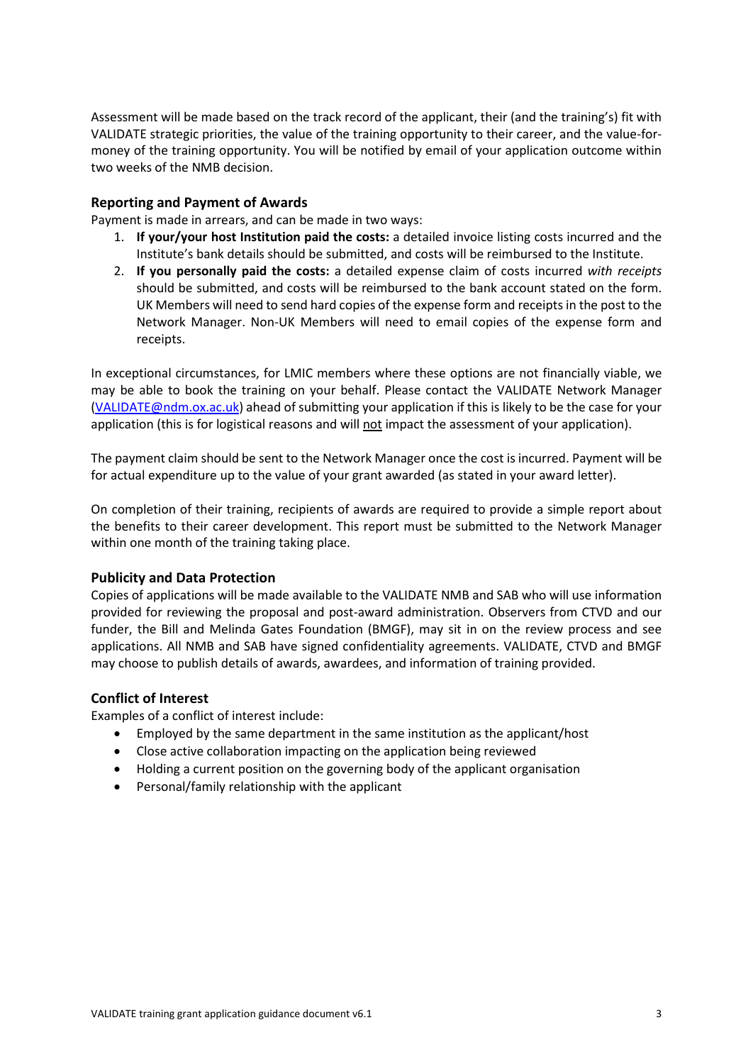Assessment will be made based on the track record of the applicant, their (and the training's) fit with VALIDATE strategic priorities, the value of the training opportunity to their career, and the value-for-money of the training opportunity. You will be notified by email of your application outcome within two weeks of the NMB decision.

### Reporting and Payment of Awards

Payment is made in arrears, and can be made in two ways:

1. **If your/your host Institution paid the costs:** a detailed invoice listing costs incurred and the Institute's bank details should be submitted, and costs will be reimbursed to the Institute.
2. **If you personally paid the costs:** a detailed expense claim of costs incurred *with receipts* should be submitted, and costs will be reimbursed to the bank account stated on the form. UK Members will need to send hard copies of the expense form and receipts in the post to the Network Manager. Non-UK Members will need to email copies of the expense form and receipts.

In exceptional circumstances, for LMIC members where these options are not financially viable, we may be able to book the training on your behalf. Please contact the VALIDATE Network Manager (VALIDATE@ndm.ox.ac.uk) ahead of submitting your application if this is likely to be the case for your application (this is for logistical reasons and will <u>not</u> impact the assessment of your application).

The payment claim should be sent to the Network Manager once the cost is incurred. Payment will be for actual expenditure up to the value of your grant awarded (as stated in your award letter).

On completion of their training, recipients of awards are required to provide a simple report about the benefits to their career development. This report must be submitted to the Network Manager within one month of the training taking place.

### Publicity and Data Protection

Copies of applications will be made available to the VALIDATE NMB and SAB who will use information provided for reviewing the proposal and post-award administration. Observers from CTVD and our funder, the Bill and Melinda Gates Foundation (BMGF), may sit in on the review process and see applications. All NMB and SAB have signed confidentiality agreements. VALIDATE, CTVD and BMGF may choose to publish details of awards, awardees, and information of training provided.

### Conflict of Interest

Examples of a conflict of interest include:

- Employed by the same department in the same institution as the applicant/host
- Close active collaboration impacting on the application being reviewed
- Holding a current position on the governing body of the applicant organisation
- Personal/family relationship with the applicant